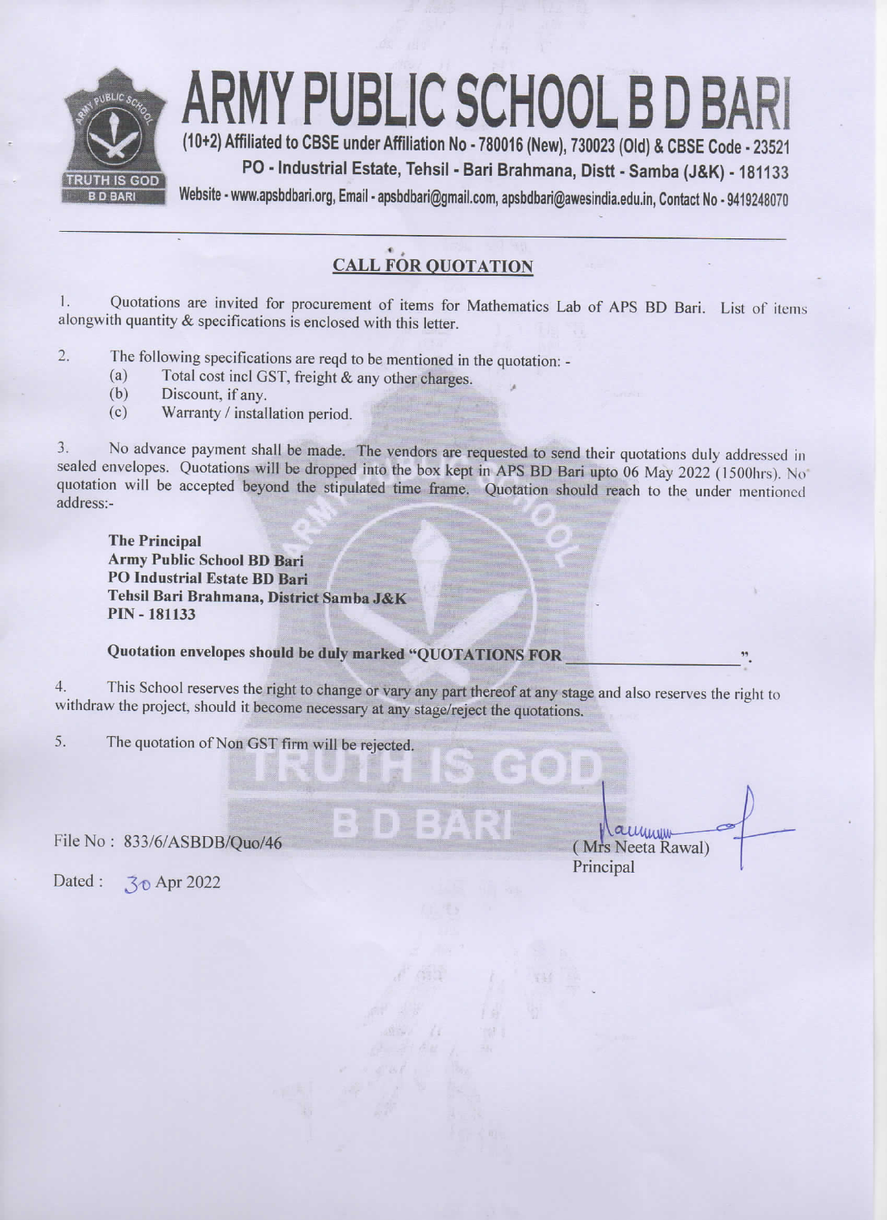# ARMY PUBLIC SCHOOL B D BARI

**(10+2) Affiliated to CBSE under Affiliation No - 780016 (New), 730023 (Old) & CBSE Code - 23521**
**PO - Industrial Estate, Tehsil - Bari Brahmana, Distt - Samba (J&K) - 181133**
**Website - www.apsbdbari.org, Email - apsbdbari@gmail.com, apsbdbari@awesindia.edu.in, Contact No - 9419248070**

---

## CALL FOR QUOTATION

1. Quotations are invited for procurement of items for Mathematics Lab of APS BD Bari. List of items alongwith quantity & specifications is enclosed with this letter.

2. The following specifications are reqd to be mentioned in the quotation: -
   (a) Total cost incl GST, freight & any other charges.
   (b) Discount, if any.
   (c) Warranty / installation period.

3. No advance payment shall be made. The vendors are requested to send their quotations duly addressed in sealed envelopes. Quotations will be dropped into the box kept in APS BD Bari upto 06 May 2022 (1500hrs). No quotation will be accepted beyond the stipulated time frame. Quotation should reach to the under mentioned address:-

   **The Principal**
   **Army Public School BD Bari**
   **PO Industrial Estate BD Bari**
   **Tehsil Bari Brahmana, District Samba J&K**
   **PIN - 181133**

   **Quotation envelopes should be duly marked "QUOTATIONS FOR \_\_\_\_\_\_\_\_\_\_\_\_\_\_\_\_\_\_\_\_".**

4. This School reserves the right to change or vary any part thereof at any stage and also reserves the right to withdraw the project, should it become necessary at any stage/reject the quotations.

5. The quotation of Non GST firm will be rejected.

File No : 833/6/ASBDB/Quo/46

Dated : 30 Apr 2022

(Mrs Neeta Rawal)
Principal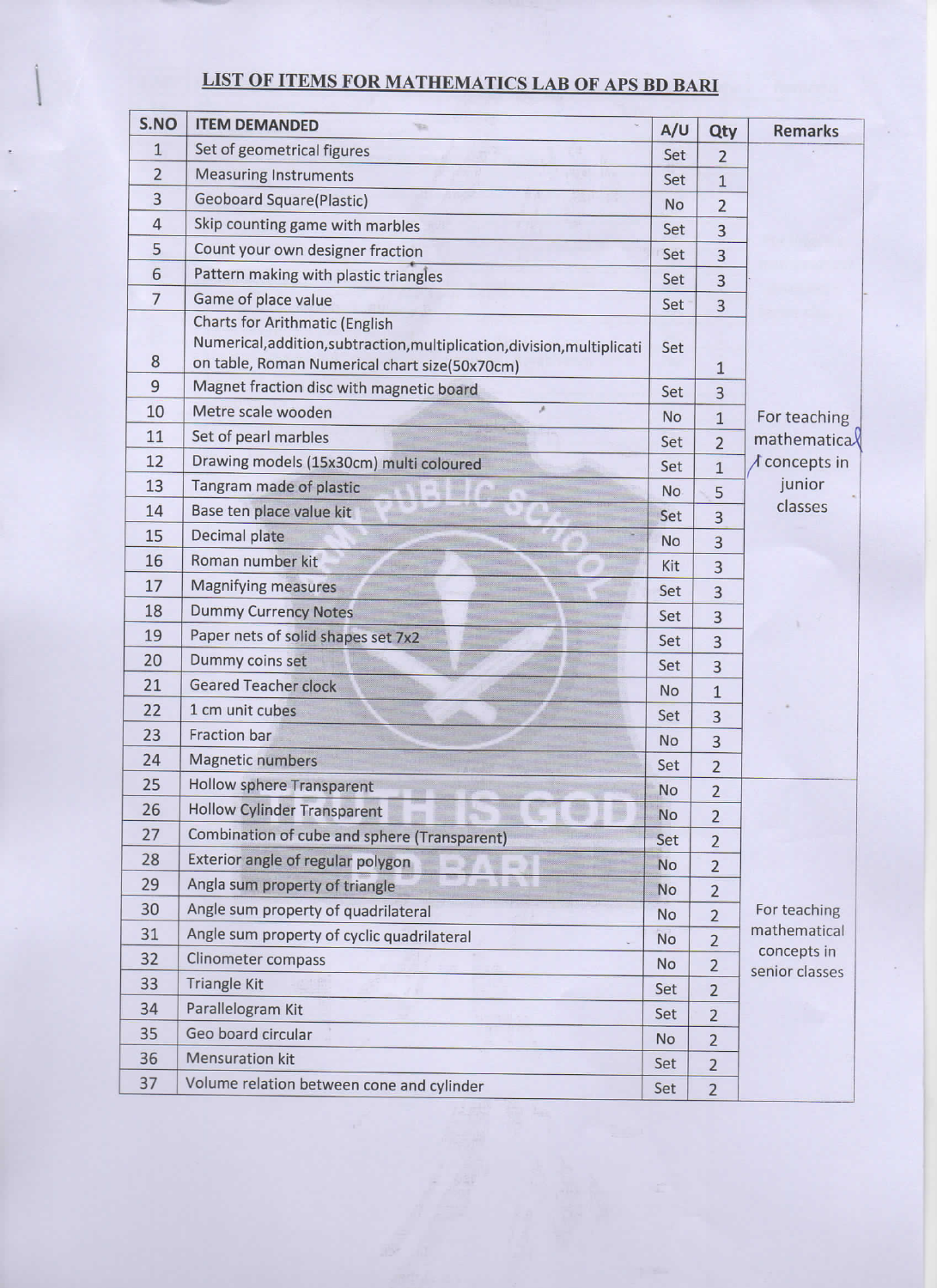# LIST OF ITEMS FOR MATHEMATICS LAB OF APS BD BARI

| S.NO | ITEM DEMANDED | A/U | Qty | Remarks |
|---|---|---|---|---|
| 1 | Set of geometrical figures | Set | 2 | For teaching mathematical concepts in junior classes |
| 2 | Measuring Instruments | Set | 1 | |
| 3 | Geoboard Square(Plastic) | No | 2 | |
| 4 | Skip counting game with marbles | Set | 3 | |
| 5 | Count your own designer fraction | Set | 3 | |
| 6 | Pattern making with plastic triangles | Set | 3 | |
| 7 | Game of place value | Set | 3 | |
| 8 | Charts for Arithmatic (English Numerical,addition,subtraction,multiplication,division,multiplication table, Roman Numerical chart size(50x70cm) | Set | 1 | |
| 9 | Magnet fraction disc with magnetic board | Set | 3 | |
| 10 | Metre scale wooden | No | 1 | |
| 11 | Set of pearl marbles | Set | 2 | |
| 12 | Drawing models (15x30cm) multi coloured | Set | 1 | |
| 13 | Tangram made of plastic | No | 5 | |
| 14 | Base ten place value kit | Set | 3 | |
| 15 | Decimal plate | No | 3 | |
| 16 | Roman number kit | Kit | 3 | |
| 17 | Magnifying measures | Set | 3 | |
| 18 | Dummy Currency Notes | Set | 3 | |
| 19 | Paper nets of solid shapes set 7x2 | Set | 3 | |
| 20 | Dummy coins set | Set | 3 | |
| 21 | Geared Teacher clock | No | 1 | |
| 22 | 1 cm unit cubes | Set | 3 | |
| 23 | Fraction bar | No | 3 | |
| 24 | Magnetic numbers | Set | 2 | |
| 25 | Hollow sphere Transparent | No | 2 | For teaching mathematical concepts in senior classes |
| 26 | Hollow Cylinder Transparent | No | 2 | |
| 27 | Combination of cube and sphere (Transparent) | Set | 2 | |
| 28 | Exterior angle of regular polygon | No | 2 | |
| 29 | Angla sum property of triangle | No | 2 | |
| 30 | Angle sum property of quadrilateral | No | 2 | |
| 31 | Angle sum property of cyclic quadrilateral | No | 2 | |
| 32 | Clinometer compass | No | 2 | |
| 33 | Triangle Kit | Set | 2 | |
| 34 | Parallelogram Kit | Set | 2 | |
| 35 | Geo board circular | No | 2 | |
| 36 | Mensuration kit | Set | 2 | |
| 37 | Volume relation between cone and cylinder | Set | 2 | |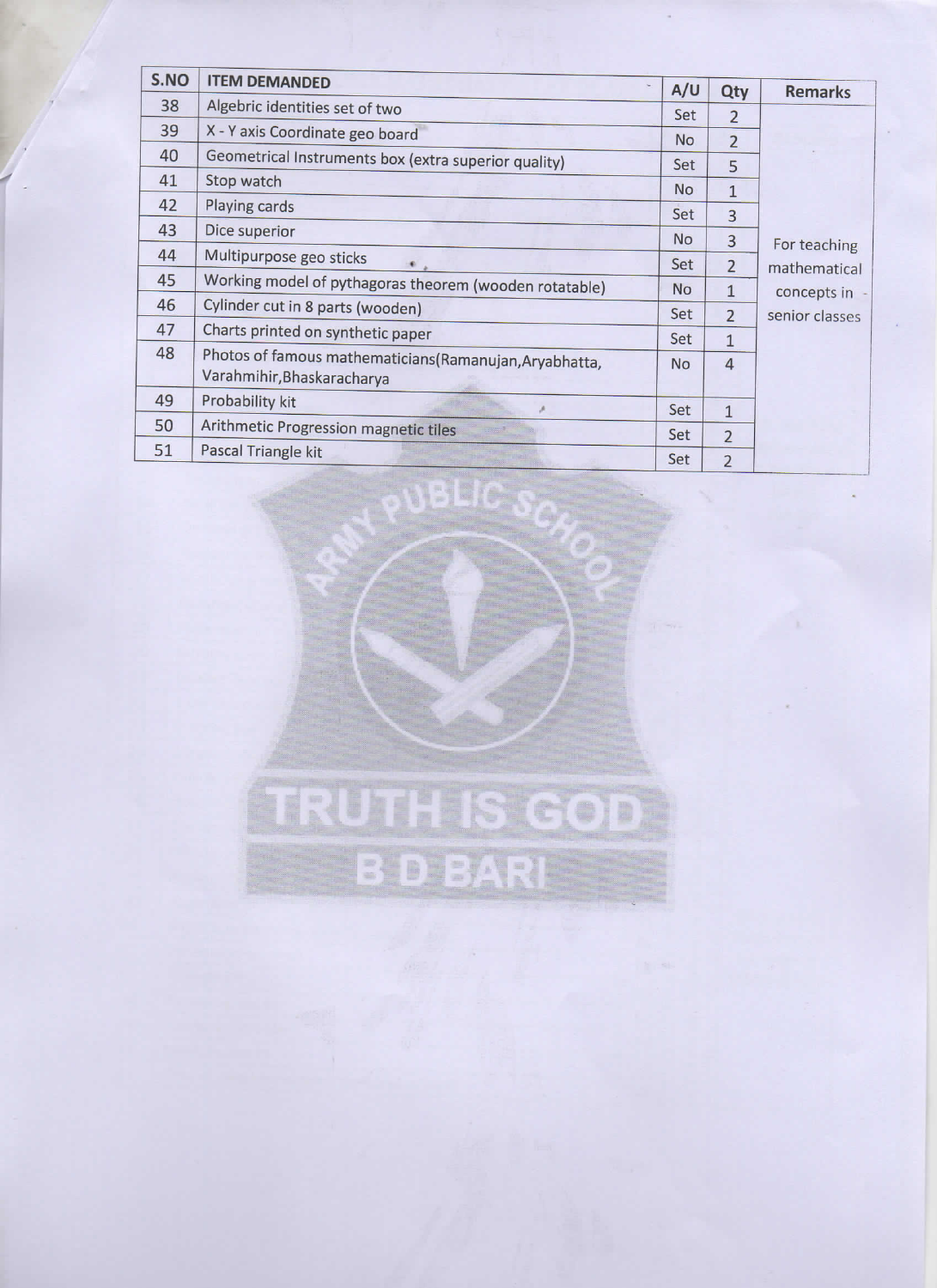| S.NO | ITEM DEMANDED | A/U | Qty | Remarks |
|---|---|---|---|---|
| 38 | Algebric identities set of two | Set | 2 | For teaching mathematical concepts in senior classes |
| 39 | X - Y axis Coordinate geo board | No | 2 | |
| 40 | Geometrical Instruments box (extra superior quality) | Set | 5 | |
| 41 | Stop watch | No | 1 | |
| 42 | Playing cards | Set | 3 | |
| 43 | Dice superior | No | 3 | |
| 44 | Multipurpose geo sticks | Set | 2 | |
| 45 | Working model of pythagoras theorem (wooden rotatable) | No | 1 | |
| 46 | Cylinder cut in 8 parts (wooden) | Set | 2 | |
| 47 | Charts printed on synthetic paper | Set | 1 | |
| 48 | Photos of famous mathematicians(Ramanujan,Aryabhatta, Varahmihir,Bhaskaracharya | No | 4 | |
| 49 | Probability kit | Set | 1 | |
| 50 | Arithmetic Progression magnetic tiles | Set | 2 | |
| 51 | Pascal Triangle kit | Set | 2 | |